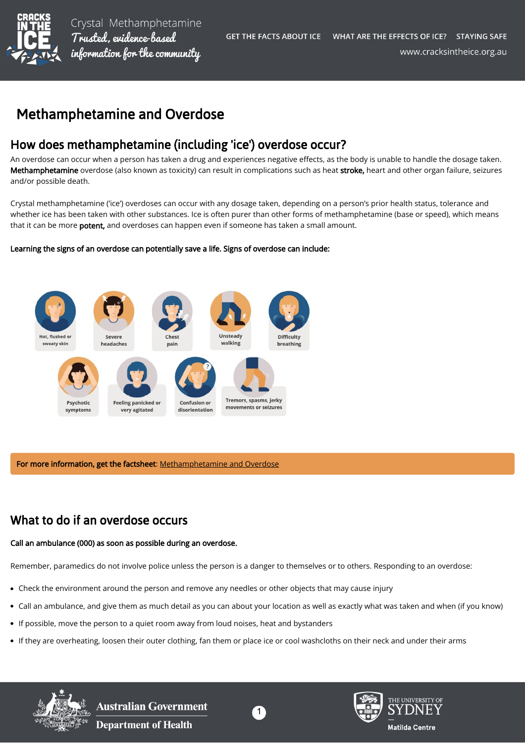Crystal Methamphetamine
*Trusted, evidence-based information for the community*

GET THE FACTS ABOUT ICE | WHAT ARE THE EFFECTS OF ICE? | STAYING SAFE

www.cracksintheice.org.au

# Methamphetamine and Overdose

## How does methamphetamine (including 'ice') overdose occur?

An overdose can occur when a person has taken a drug and experiences negative effects, as the body is unable to handle the dosage taken. **Methamphetamine** overdose (also known as toxicity) can result in complications such as heat **stroke,** heart and other organ failure, seizures and/or possible death.

Crystal methamphetamine ('ice') overdoses can occur with any dosage taken, depending on a person's prior health status, tolerance and whether ice has been taken with other substances. Ice is often purer than other forms of methamphetamine (base or speed), which means that it can be more **potent,** and overdoses can happen even if someone has taken a small amount.

**Learning the signs of an overdose can potentially save a life. Signs of overdose can include:**

- Hot, flushed or sweaty skin
- Severe headaches
- Chest pain
- Unsteady walking
- Difficulty breathing
- Psychotic symptoms
- Feeling panicked or very agitated
- Confusion or disorientation
- Tremors, spasms, jerky movements or seizures

**For more information, get the factsheet**: Methamphetamine and Overdose

## What to do if an overdose occurs

**Call an ambulance (000) as soon as possible during an overdose.**

Remember, paramedics do not involve police unless the person is a danger to themselves or to others. Responding to an overdose:

- Check the environment around the person and remove any needles or other objects that may cause injury
- Call an ambulance, and give them as much detail as you can about your location as well as exactly what was taken and when (if you know)
- If possible, move the person to a quiet room away from loud noises, heat and bystanders
- If they are overheating, loosen their outer clothing, fan them or place ice or cool washcloths on their neck and under their arms

Australian Government Department of Health

The University of Sydney Matilda Centre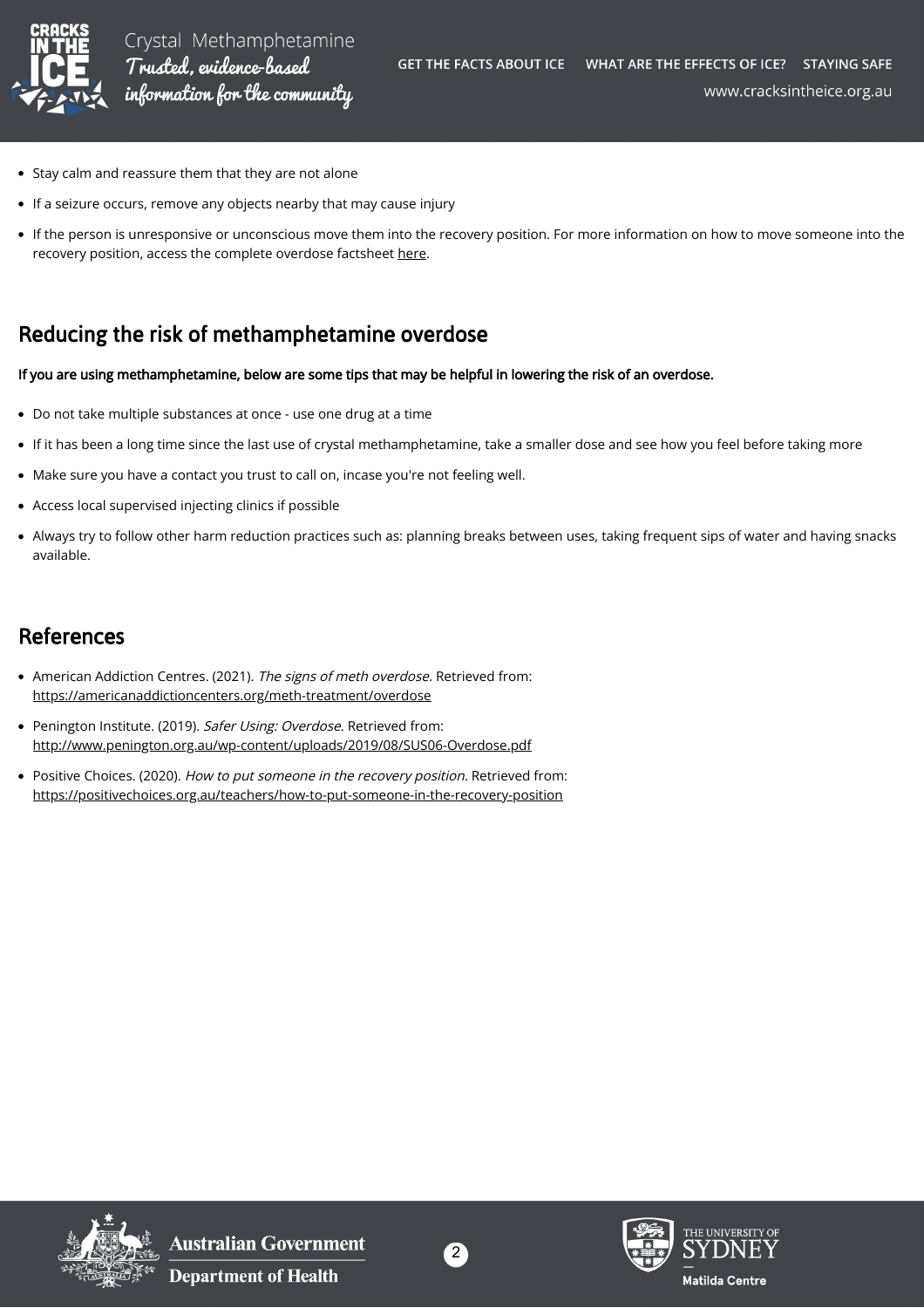- Stay calm and reassure them that they are not alone
- If a seizure occurs, remove any objects nearby that may cause injury
- If the person is unresponsive or unconscious move them into the recovery position. For more information on how to move someone into the recovery position, access the complete overdose factsheet here.

## Reducing the risk of methamphetamine overdose

**If you are using methamphetamine, below are some tips that may be helpful in lowering the risk of an overdose.**

- Do not take multiple substances at once - use one drug at a time
- If it has been a long time since the last use of crystal methamphetamine, take a smaller dose and see how you feel before taking more
- Make sure you have a contact you trust to call on, incase you're not feeling well.
- Access local supervised injecting clinics if possible
- Always try to follow other harm reduction practices such as: planning breaks between uses, taking frequent sips of water and having snacks available.

## References

- American Addiction Centres. (2021). *The signs of meth overdose.* Retrieved from: https://americanaddictioncenters.org/meth-treatment/overdose
- Penington Institute. (2019). *Safer Using: Overdose*. Retrieved from: http://www.penington.org.au/wp-content/uploads/2019/08/SUS06-Overdose.pdf
- Positive Choices. (2020). *How to put someone in the recovery position.* Retrieved from: https://positivechoices.org.au/teachers/how-to-put-someone-in-the-recovery-position